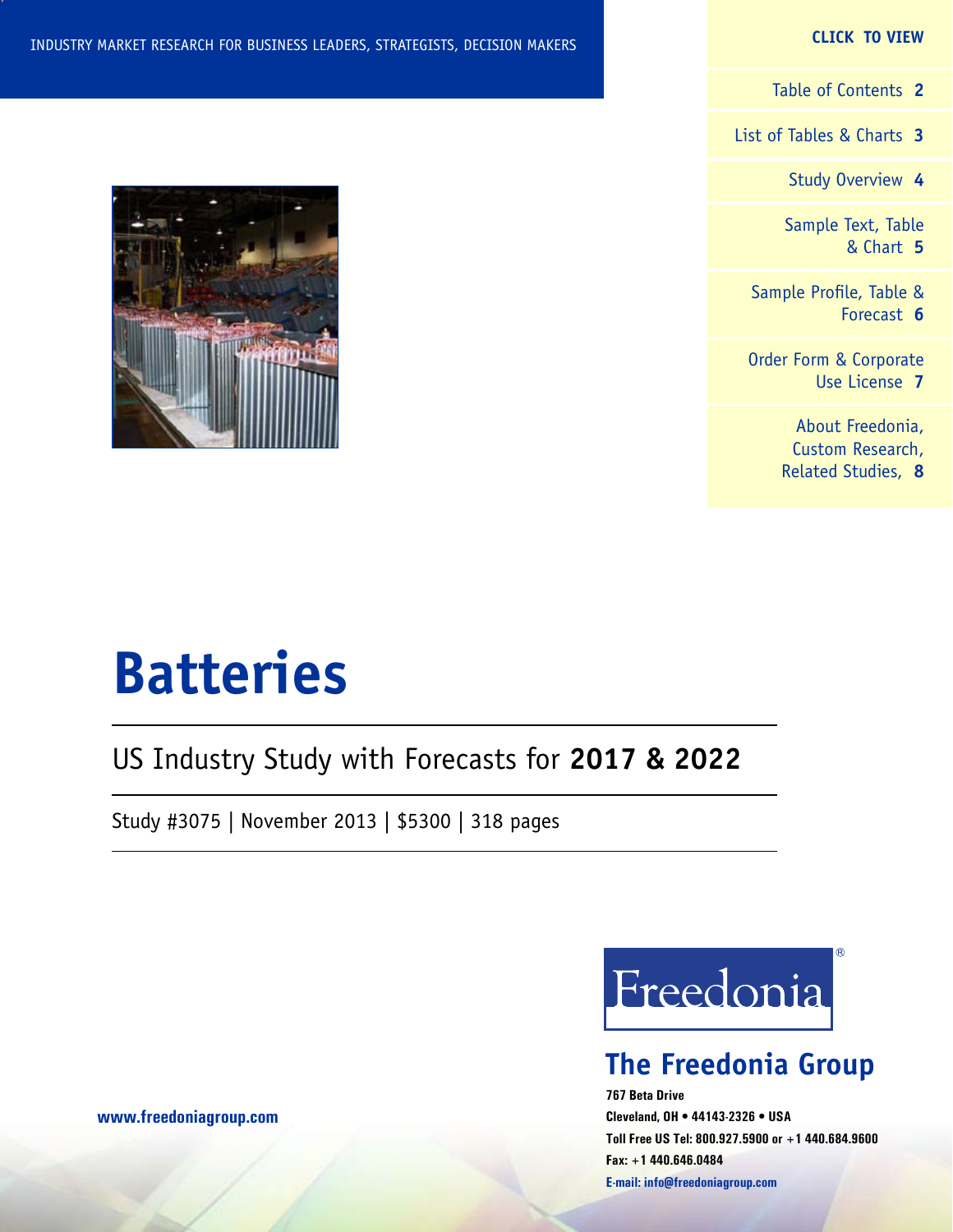INDUSTRY MARKET RESEARCH FOR BUSINESS LEADERS, STRATEGISTS, DECISION MAKERS

**CLICK TO VIEW**

- Table of Contents **2**
- List of Tables & Charts **3**
- Study Overview **4**
- Sample Text, Table & Chart **5**
- Sample Profile, Table & Forecast **6**
- Order Form & Corporate Use License **7**
- About Freedonia, Custom Research, Related Studies, **8**

# Batteries

## US Industry Study with Forecasts for **2017 & 2022**

Study #3075 | November 2013 | $5300 | 318 pages

Freedonia®

## The Freedonia Group

**767 Beta Drive**
**Cleveland, OH • 44143-2326 • USA**
**Toll Free US Tel: 800.927.5900 or +1 440.684.9600**
**Fax: +1 440.646.0484**
**E-mail: info@freedoniagroup.com**

**www.freedoniagroup.com**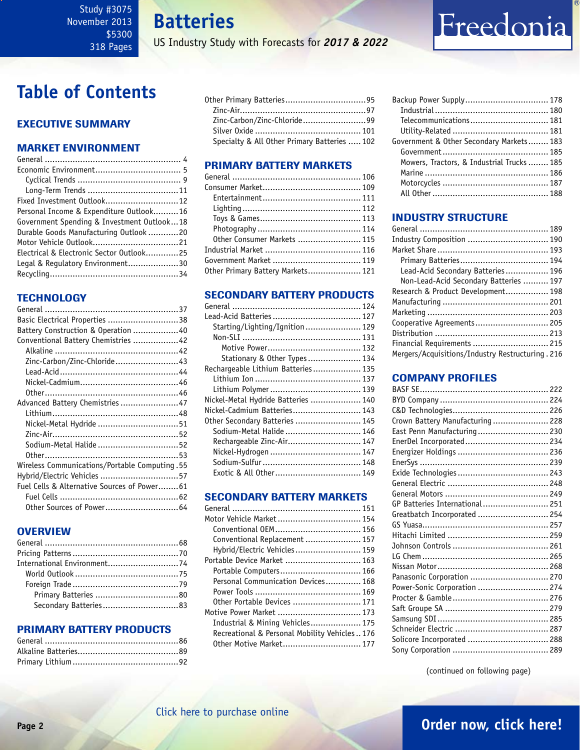Study #3075
November 2013
$5300
318 Pages

# Batteries

US Industry Study with Forecasts for ***2017 & 2022***

# Table of Contents

## EXECUTIVE SUMMARY

## MARKET ENVIRONMENT

General ... 4
Economic Environment ... 5
  Cyclical Trends ... 9
  Long-Term Trends ... 11
Fixed Investment Outlook ... 12
Personal Income & Expenditure Outlook ... 16
Government Spending & Investment Outlook ... 18
Durable Goods Manufacturing Outlook ... 20
Motor Vehicle Outlook ... 21
Electrical & Electronic Sector Outlook ... 25
Legal & Regulatory Environment ... 30
Recycling ... 34

## TECHNOLOGY

General ... 37
Basic Electrical Properties ... 38
Battery Construction & Operation ... 40
Conventional Battery Chemistries ... 42
  Alkaline ... 42
  Zinc-Carbon/Zinc-Chloride ... 43
  Lead-Acid ... 44
  Nickel-Cadmium ... 46
  Other ... 46
Advanced Battery Chemistries ... 47
  Lithium ... 48
  Nickel-Metal Hydride ... 51
  Zinc-Air ... 52
  Sodium-Metal Halide ... 52
  Other ... 53
Wireless Communications/Portable Computing ... 55
Hybrid/Electric Vehicles ... 57
Fuel Cells & Alternative Sources of Power ... 61
  Fuel Cells ... 62
  Other Sources of Power ... 64

## OVERVIEW

General ... 68
Pricing Patterns ... 70
International Environment ... 74
  World Outlook ... 75
  Foreign Trade ... 79
    Primary Batteries ... 80
    Secondary Batteries ... 83

## PRIMARY BATTERY PRODUCTS

General ... 86
Alkaline Batteries ... 89
Primary Lithium ... 92
Other Primary Batteries ... 95
  Zinc-Air ... 97
  Zinc-Carbon/Zinc-Chloride ... 99
  Silver Oxide ... 101
  Specialty & All Other Primary Batteries ... 102

## PRIMARY BATTERY MARKETS

General ... 106
Consumer Market ... 109
  Entertainment ... 111
  Lighting ... 112
  Toys & Games ... 113
  Photography ... 114
  Other Consumer Markets ... 115
Industrial Market ... 116
Government Market ... 119
Other Primary Battery Markets ... 121

## SECONDARY BATTERY PRODUCTS

General ... 124
Lead-Acid Batteries ... 127
  Starting/Lighting/Ignition ... 129
  Non-SLI ... 131
    Motive Power ... 132
    Stationary & Other Types ... 134
Rechargeable Lithium Batteries ... 135
  Lithium Ion ... 137
  Lithium Polymer ... 139
Nickel-Metal Hydride Batteries ... 140
Nickel-Cadmium Batteries ... 143
Other Secondary Batteries ... 145
  Sodium-Metal Halide ... 146
  Rechargeable Zinc-Air ... 147
  Nickel-Hydrogen ... 147
  Sodium-Sulfur ... 148
  Exotic & All Other ... 149

## SECONDARY BATTERY MARKETS

General ... 151
Motor Vehicle Market ... 154
  Conventional OEM ... 156
  Conventional Replacement ... 157
  Hybrid/Electric Vehicles ... 159
Portable Device Market ... 163
  Portable Computers ... 166
  Personal Communication Devices ... 168
  Power Tools ... 169
  Other Portable Devices ... 171
Motive Power Market ... 173
  Industrial & Mining Vehicles ... 175
  Recreational & Personal Mobility Vehicles ... 176
  Other Motive Market ... 177
Backup Power Supply ... 178
  Industrial ... 180
  Telecommunications ... 181
  Utility-Related ... 181
Government & Other Secondary Markets ... 183
  Government ... 185
  Mowers, Tractors, & Industrial Trucks ... 185
  Marine ... 186
  Motorcycles ... 187
  All Other ... 188

## INDUSTRY STRUCTURE

General ... 189
Industry Composition ... 190
Market Share ... 193
  Primary Batteries ... 194
  Lead-Acid Secondary Batteries ... 196
  Non-Lead-Acid Secondary Batteries ... 197
Research & Product Development ... 198
Manufacturing ... 201
Marketing ... 203
Cooperative Agreements ... 205
Distribution ... 213
Financial Requirements ... 215
Mergers/Acquisitions/Industry Restructuring ... 216

## COMPANY PROFILES

BASF SE ... 222
BYD Company ... 224
C&D Technologies ... 226
Crown Battery Manufacturing ... 228
East Penn Manufacturing ... 230
EnerDel Incorporated ... 234
Energizer Holdings ... 236
EnerSys ... 239
Exide Technologies ... 243
General Electric ... 248
General Motors ... 249
GP Batteries International ... 251
Greatbatch Incorporated ... 254
GS Yuasa ... 257
Hitachi Limited ... 259
Johnson Controls ... 261
LG Chem ... 265
Nissan Motor ... 268
Panasonic Corporation ... 270
Power-Sonic Corporation ... 274
Procter & Gamble ... 276
Saft Groupe SA ... 279
Samsung SDI ... 285
Schneider Electric ... 287
Solicore Incorporated ... 288
Sony Corporation ... 289

(continued on following page)

Click here to purchase online

Order now, click here!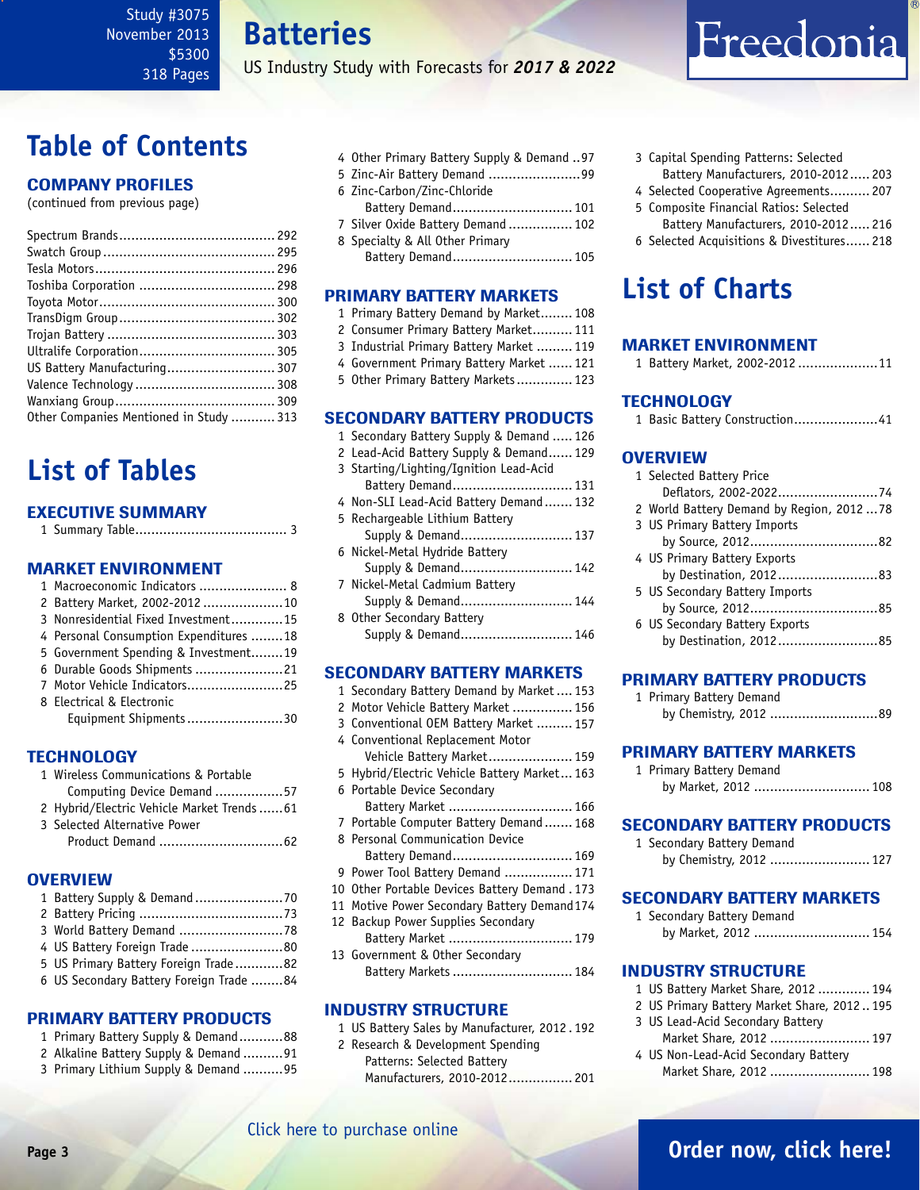Study #3075
November 2013
$5300
318 Pages

# Batteries

US Industry Study with Forecasts for ***2017 & 2022***

# Table of Contents

## COMPANY PROFILES

(continued from previous page)

- Spectrum Brands....................................... 292
- Swatch Group........................................... 295
- Tesla Motors............................................. 296
- Toshiba Corporation .................................. 298
- Toyota Motor............................................ 300
- TransDigm Group....................................... 302
- Trojan Battery .......................................... 303
- Ultralife Corporation.................................. 305
- US Battery Manufacturing........................... 307
- Valence Technology ................................... 308
- Wanxiang Group........................................ 309
- Other Companies Mentioned in Study ........... 313

# List of Tables

## EXECUTIVE SUMMARY

1. Summary Table...................................... 3

## MARKET ENVIRONMENT

1. Macroeconomic Indicators ...................... 8
2. Battery Market, 2002-2012 .....................10
3. Nonresidential Fixed Investment.............15
4. Personal Consumption Expenditures ........18
5. Government Spending & Investment........19
6. Durable Goods Shipments ......................21
7. Motor Vehicle Indicators.........................25
8. Electrical & Electronic Equipment Shipments.........................30

## TECHNOLOGY

1. Wireless Communications & Portable Computing Device Demand .................57
2. Hybrid/Electric Vehicle Market Trends ......61
3. Selected Alternative Power Product Demand ...............................62

## OVERVIEW

1. Battery Supply & Demand ......................70
2. Battery Pricing ....................................73
3. World Battery Demand ...........................78
4. US Battery Foreign Trade ........................80
5. US Primary Battery Foreign Trade............82
6. US Secondary Battery Foreign Trade ........84

## PRIMARY BATTERY PRODUCTS

1. Primary Battery Supply & Demand...........88
2. Alkaline Battery Supply & Demand ..........91
3. Primary Lithium Supply & Demand ..........95
4. Other Primary Battery Supply & Demand ..97
5. Zinc-Air Battery Demand .......................99
6. Zinc-Carbon/Zinc-Chloride Battery Demand.............................. 101
7. Silver Oxide Battery Demand ................ 102
8. Specialty & All Other Primary Battery Demand.............................. 105

## PRIMARY BATTERY MARKETS

1. Primary Battery Demand by Market........ 108
2. Consumer Primary Battery Market.......... 111
3. Industrial Primary Battery Market ......... 119
4. Government Primary Battery Market ...... 121
5. Other Primary Battery Markets.............. 123

## SECONDARY BATTERY PRODUCTS

1. Secondary Battery Supply & Demand ..... 126
2. Lead-Acid Battery Supply & Demand...... 129
3. Starting/Lighting/Ignition Lead-Acid Battery Demand.............................. 131
4. Non-SLI Lead-Acid Battery Demand....... 132
5. Rechargeable Lithium Battery Supply & Demand............................ 137
6. Nickel-Metal Hydride Battery Supply & Demand............................ 142
7. Nickel-Metal Cadmium Battery Supply & Demand............................ 144
8. Other Secondary Battery Supply & Demand............................ 146

## SECONDARY BATTERY MARKETS

1. Secondary Battery Demand by Market .... 153
2. Motor Vehicle Battery Market ............... 156
3. Conventional OEM Battery Market ......... 157
4. Conventional Replacement Motor Vehicle Battery Market..................... 159
5. Hybrid/Electric Vehicle Battery Market... 163
6. Portable Device Secondary Battery Market ............................... 166
7. Portable Computer Battery Demand....... 168
8. Personal Communication Device Battery Demand.............................. 169
9. Power Tool Battery Demand ................. 171
10. Other Portable Devices Battery Demand . 173
11. Motive Power Secondary Battery Demand 174
12. Backup Power Supplies Secondary Battery Market ............................... 179
13. Government & Other Secondary Battery Markets .............................. 184

## INDUSTRY STRUCTURE

1. US Battery Sales by Manufacturer, 2012 . 192
2. Research & Development Spending Patterns: Selected Battery Manufacturers, 2010-2012................ 201
3. Capital Spending Patterns: Selected Battery Manufacturers, 2010-2012..... 203
4. Selected Cooperative Agreements.......... 207
5. Composite Financial Ratios: Selected Battery Manufacturers, 2010-2012..... 216
6. Selected Acquisitions & Divestitures...... 218

# List of Charts

## MARKET ENVIRONMENT

1. Battery Market, 2002-2012 ....................11

## TECHNOLOGY

1. Basic Battery Construction.....................41

## OVERVIEW

1. Selected Battery Price Deflators, 2002-2022.........................74
2. World Battery Demand by Region, 2012 ...78
3. US Primary Battery Imports by Source, 2012................................82
4. US Primary Battery Exports by Destination, 2012.........................83
5. US Secondary Battery Imports by Source, 2012................................85
6. US Secondary Battery Exports by Destination, 2012.........................85

## PRIMARY BATTERY PRODUCTS

1. Primary Battery Demand by Chemistry, 2012 ...........................89

## PRIMARY BATTERY MARKETS

1. Primary Battery Demand by Market, 2012 ............................ 108

## SECONDARY BATTERY PRODUCTS

1. Secondary Battery Demand by Chemistry, 2012 ......................... 127

## SECONDARY BATTERY MARKETS

1. Secondary Battery Demand by Market, 2012 ............................ 154

## INDUSTRY STRUCTURE

1. US Battery Market Share, 2012 ............. 194
2. US Primary Battery Market Share, 2012 .. 195
3. US Lead-Acid Secondary Battery Market Share, 2012 ......................... 197
4. US Non-Lead-Acid Secondary Battery Market Share, 2012 ......................... 198

Click here to purchase online

Order now, click here!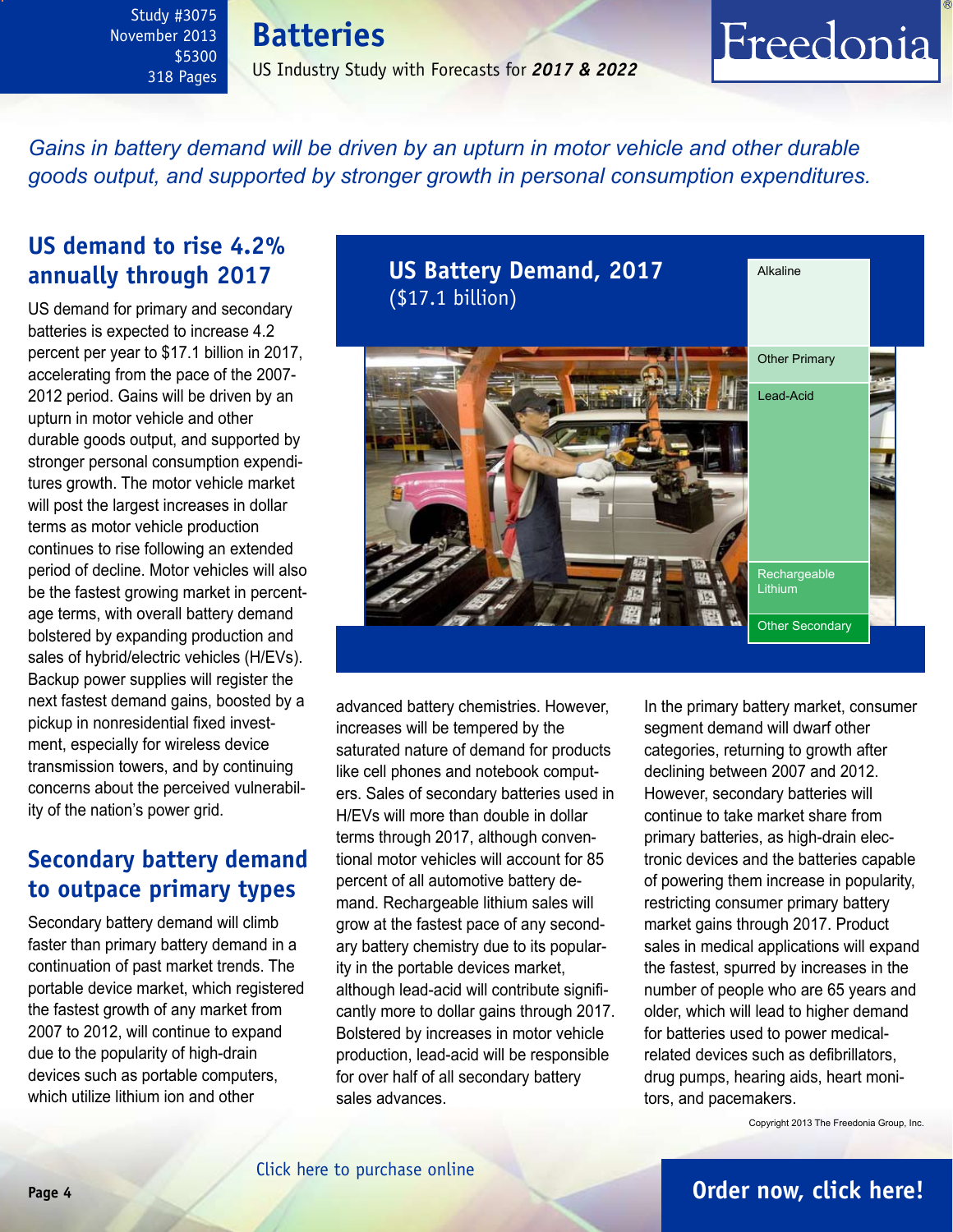Gains in battery demand will be driven by an upturn in motor vehicle and other durable goods output, and supported by stronger growth in personal consumption expenditures.

## US demand to rise 4.2% annually through 2017

US demand for primary and secondary batteries is expected to increase 4.2 percent per year to $17.1 billion in 2017, accelerating from the pace of the 2007-2012 period. Gains will be driven by an upturn in motor vehicle and other durable goods output, and supported by stronger personal consumption expenditures growth. The motor vehicle market will post the largest increases in dollar terms as motor vehicle production continues to rise following an extended period of decline. Motor vehicles will also be the fastest growing market in percentage terms, with overall battery demand bolstered by expanding production and sales of hybrid/electric vehicles (H/EVs). Backup power supplies will register the next fastest demand gains, boosted by a pickup in nonresidential fixed investment, especially for wireless device transmission towers, and by continuing concerns about the perceived vulnerability of the nation's power grid.

**US Battery Demand, 2017**
($17.1 billion)

- Alkaline
- Other Primary
- Lead-Acid
- Rechargeable Lithium
- Other Secondary

## Secondary battery demand to outpace primary types

Secondary battery demand will climb faster than primary battery demand in a continuation of past market trends. The portable device market, which registered the fastest growth of any market from 2007 to 2012, will continue to expand due to the popularity of high-drain devices such as portable computers, which utilize lithium ion and other advanced battery chemistries. However, increases will be tempered by the saturated nature of demand for products like cell phones and notebook computers. Sales of secondary batteries used in H/EVs will more than double in dollar terms through 2017, although conventional motor vehicles will account for 85 percent of all automotive battery demand. Rechargeable lithium sales will grow at the fastest pace of any secondary battery chemistry due to its popularity in the portable devices market, although lead-acid will contribute significantly more to dollar gains through 2017. Bolstered by increases in motor vehicle production, lead-acid will be responsible for over half of all secondary battery sales advances.

In the primary battery market, consumer segment demand will dwarf other categories, returning to growth after declining between 2007 and 2012. However, secondary batteries will continue to take market share from primary batteries, as high-drain electronic devices and the batteries capable of powering them increase in popularity, restricting consumer primary battery market gains through 2017. Product sales in medical applications will expand the fastest, spurred by increases in the number of people who are 65 years and older, which will lead to higher demand for batteries used to power medical-related devices such as defibrillators, drug pumps, hearing aids, heart monitors, and pacemakers.

Copyright 2013 The Freedonia Group, Inc.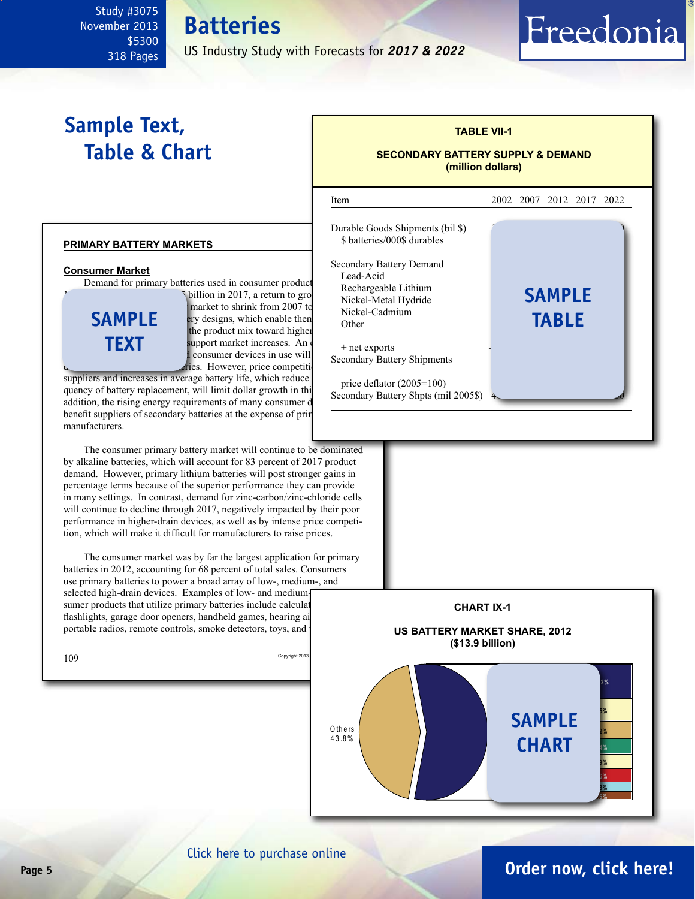Study #3075
November 2013
$5300
318 Pages

# Batteries

US Industry Study with Forecasts for ***2017 & 2022***

Freedonia

## Sample Text, Table & Chart

**TABLE VII-1**

**SECONDARY BATTERY SUPPLY & DEMAND**
**(million dollars)**

| Item | 2002 | 2007 | 2012 | 2017 | 2022 |
|---|---|---|---|---|---|
| Durable Goods Shipments (bil $) | | | | | |
| $ batteries/000$ durables | | | | | |
| Secondary Battery Demand | | | | | |
| Lead-Acid | | | | | |
| Rechargeable Lithium | | | | | |
| Nickel-Metal Hydride | | | | | |
| Nickel-Cadmium | | | | | |
| Other | | | | | |
| + net exports | | | | | |
| Secondary Battery Shipments | | | | | |
| price deflator (2005=100) | | | | | |
| Secondary Battery Shpts (mil 2005$) | | | | | |

SAMPLE TABLE

**PRIMARY BATTERY MARKETS**

**Consumer Market**

Demand for primary batteries used in consumer product ... billion in 2017, a return to gro... market to shrink from 2007 to ... ery designs, which enable them ... the product mix toward higher ... support market increases. An ... consumer devices in use will ... ries. However, price competiti... suppliers and increases in average battery life, which reduce ... quency of battery replacement, will limit dollar growth in thi... addition, the rising energy requirements of many consumer d... benefit suppliers of secondary batteries at the expense of pri... manufacturers.

SAMPLE TEXT

The consumer primary battery market will continue to be dominated by alkaline batteries, which will account for 83 percent of 2017 product demand. However, primary lithium batteries will post stronger gains in percentage terms because of the superior performance they can provide in many settings. In contrast, demand for zinc-carbon/zinc-chloride cells will continue to decline through 2017, negatively impacted by their poor performance in higher-drain devices, as well as by intense price competition, which will make it difficult for manufacturers to raise prices.

The consumer market was by far the largest application for primary batteries in 2012, accounting for 68 percent of total sales. Consumers use primary batteries to power a broad array of low-, medium-, and selected high-drain devices. Examples of low- and medium-... sumer products that utilize primary batteries include calculat... flashlights, garage door openers, handheld games, hearing ai... portable radios, remote controls, smoke detectors, toys, and ...

109

Copyright 2013

**CHART IX-1**

**US BATTERY MARKET SHARE, 2012**
**($13.9 billion)**

Others 43.8%

SAMPLE CHART

Click here to purchase online

**Order now, click here!**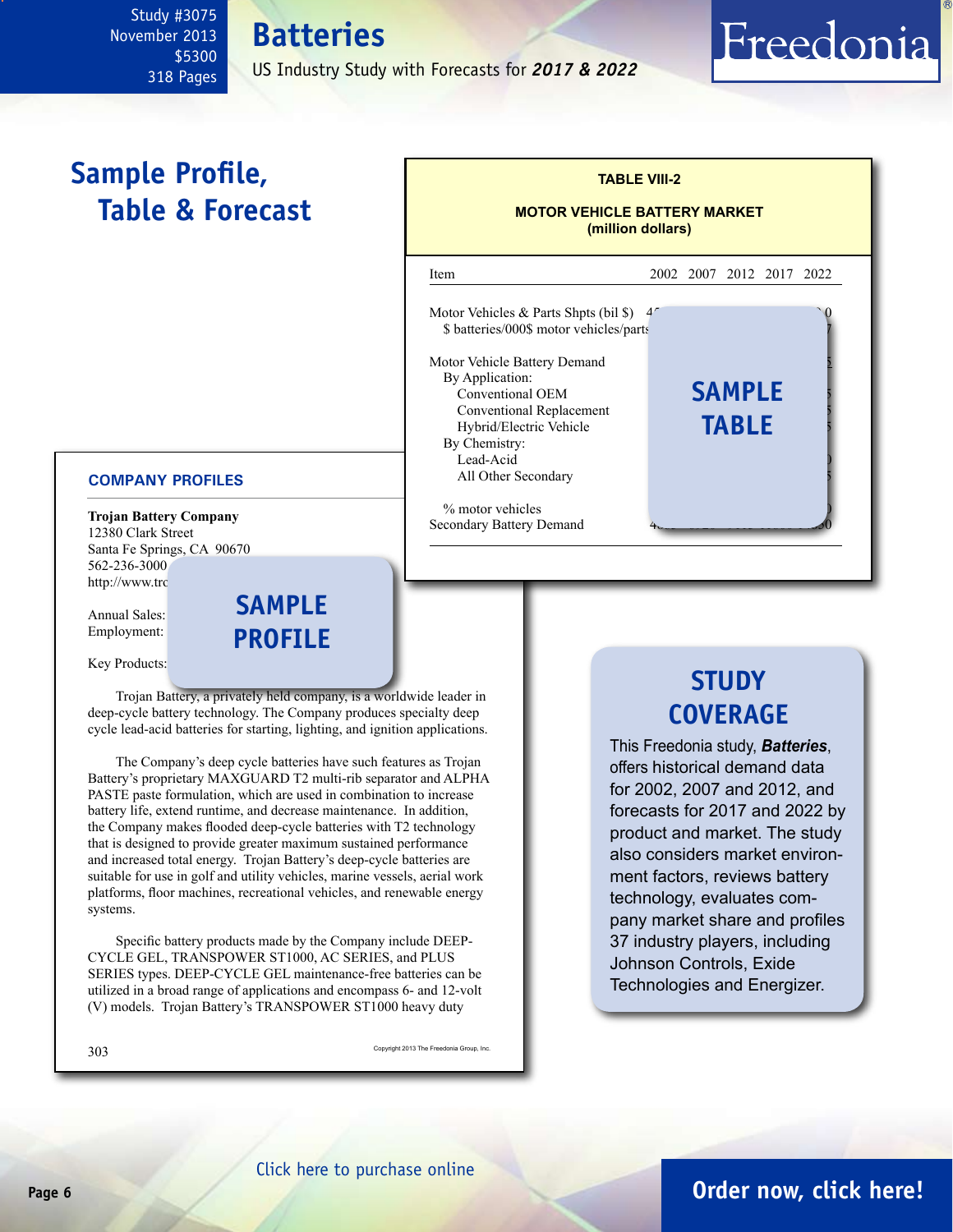Study #3075
November 2013
$5300
318 Pages

# Batteries

US Industry Study with Forecasts for ***2017 & 2022***

## Sample Profile, Table & Forecast

**TABLE VIII-2**

**MOTOR VEHICLE BATTERY MARKET**
**(million dollars)**

| Item | 2002 | 2007 | 2012 | 2017 | 2022 |
|---|---|---|---|---|---|
| Motor Vehicles & Parts Shpts (bil $) | | | | | |
| $ batteries/000$ motor vehicles/parts | | | | | |
| | | | | | |
| Motor Vehicle Battery Demand | | | | | |
| By Application: | | | | | |
| Conventional OEM | | | | | |
| Conventional Replacement | | | | | |
| Hybrid/Electric Vehicle | | | | | |
| By Chemistry: | | | | | |
| Lead-Acid | | | | | |
| All Other Secondary | | | | | |
| | | | | | |
| % motor vehicles | | | | | |
| Secondary Battery Demand | | | | | |

**SAMPLE TABLE**

### COMPANY PROFILES

**Trojan Battery Company**
12380 Clark Street
Santa Fe Springs, CA 90670
562-236-3000
http://www.tro

Annual Sales:
Employment:

Key Products:

**SAMPLE PROFILE**

Trojan Battery, a privately held company, is a worldwide leader in deep-cycle battery technology. The Company produces specialty deep cycle lead-acid batteries for starting, lighting, and ignition applications.

The Company's deep cycle batteries have such features as Trojan Battery's proprietary MAXGUARD T2 multi-rib separator and ALPHA PASTE paste formulation, which are used in combination to increase battery life, extend runtime, and decrease maintenance. In addition, the Company makes flooded deep-cycle batteries with T2 technology that is designed to provide greater maximum sustained performance and increased total energy. Trojan Battery's deep-cycle batteries are suitable for use in golf and utility vehicles, marine vessels, aerial work platforms, floor machines, recreational vehicles, and renewable energy systems.

Specific battery products made by the Company include DEEP-CYCLE GEL, TRANSPOWER ST1000, AC SERIES, and PLUS SERIES types. DEEP-CYCLE GEL maintenance-free batteries can be utilized in a broad range of applications and encompass 6- and 12-volt (V) models. Trojan Battery's TRANSPOWER ST1000 heavy duty

303 Copyright 2013 The Freedonia Group, Inc.

## STUDY COVERAGE

This Freedonia study, ***Batteries***, offers historical demand data for 2002, 2007 and 2012, and forecasts for 2017 and 2022 by product and market. The study also considers market environment factors, reviews battery technology, evaluates company market share and profiles 37 industry players, including Johnson Controls, Exide Technologies and Energizer.

Click here to purchase online

**Order now, click here!**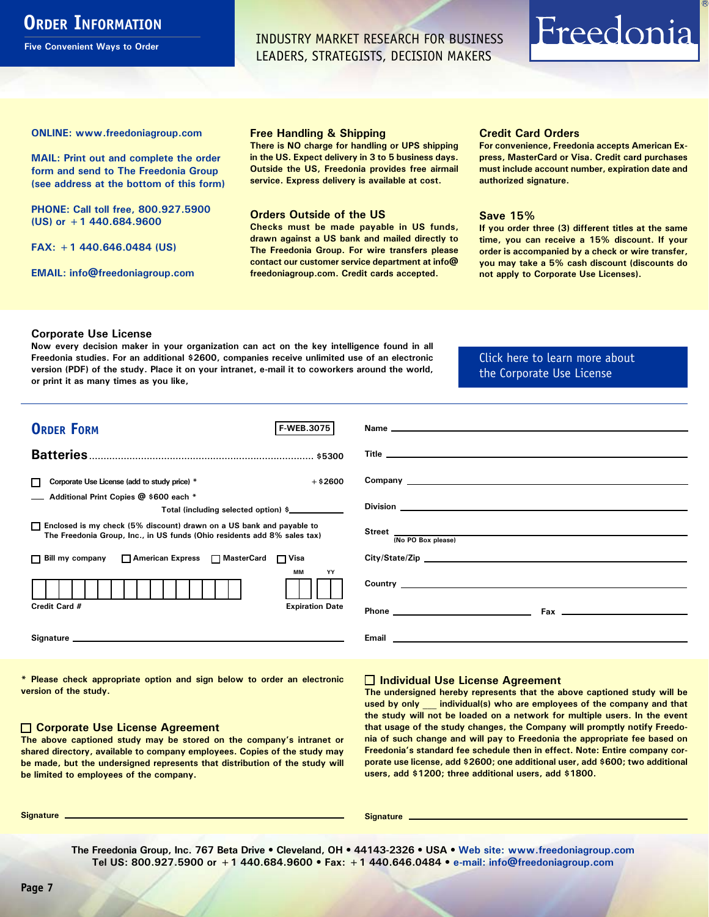# Order Information

**Five Convenient Ways to Order**

INDUSTRY MARKET RESEARCH FOR BUSINESS LEADERS, STRATEGISTS, DECISION MAKERS

Freedonia®

**ONLINE: www.freedoniagroup.com**

**MAIL: Print out and complete the order form and send to The Freedonia Group (see address at the bottom of this form)**

**PHONE: Call toll free, 800.927.5900 (US) or +1 440.684.9600**

**FAX: +1 440.646.0484 (US)**

**EMAIL: info@freedoniagroup.com**

### Free Handling & Shipping

There is NO charge for handling or UPS shipping in the US. Expect delivery in 3 to 5 business days. Outside the US, Freedonia provides free airmail service. Express delivery is available at cost.

### Orders Outside of the US

Checks must be made payable in US funds, drawn against a US bank and mailed directly to The Freedonia Group. For wire transfers please contact our customer service department at info@freedoniagroup.com. Credit cards accepted.

### Credit Card Orders

For convenience, Freedonia accepts American Express, MasterCard or Visa. Credit card purchases must include account number, expiration date and authorized signature.

### Save 15%

If you order three (3) different titles at the same time, you can receive a 15% discount. If your order is accompanied by a check or wire transfer, you may take a 5% cash discount (discounts do not apply to Corporate Use Licenses).

### Corporate Use License

Now every decision maker in your organization can act on the key intelligence found in all Freedonia studies. For an additional $2600, companies receive unlimited use of an electronic version (PDF) of the study. Place it on your intranet, e-mail it to coworkers around the world, or print it as many times as you like,

Click here to learn more about the Corporate Use License

## Order Form

F-WEB.3075

**Batteries** ............................................................ $5300

☐ Corporate Use License (add to study price) * ..... +$2600

___ Additional Print Copies @ $600 each *

Total (including selected option) $___________

☐ Enclosed is my check (5% discount) drawn on a US bank and payable to The Freedonia Group, Inc., in US funds (Ohio residents add 8% sales tax)

☐ Bill my company ☐ American Express ☐ MasterCard ☐ Visa

Credit Card # ____________________ Expiration Date MM YY

Signature ____________________

Name ____________________

Title ____________________

Company ____________________

Division ____________________

Street ____________________ (No PO Box please)

City/State/Zip ____________________

Country ____________________

Phone ____________________ Fax ____________________

Email ____________________

\* Please check appropriate option and sign below to order an electronic version of the study.

### ☐ Corporate Use License Agreement

The above captioned study may be stored on the company's intranet or shared directory, available to company employees. Copies of the study may be made, but the undersigned represents that distribution of the study will be limited to employees of the company.

Signature ____________________

### ☐ Individual Use License Agreement

The undersigned hereby represents that the above captioned study will be used by only ___ individual(s) who are employees of the company and that the study will not be loaded on a network for multiple users. In the event that usage of the study changes, the Company will promptly notify Freedonia of such change and will pay to Freedonia the appropriate fee based on Freedonia's standard fee schedule then in effect. Note: Entire company corporate use license, add $2600; one additional user, add $600; two additional users, add $1200; three additional users, add $1800.

Signature ____________________

**The Freedonia Group, Inc. 767 Beta Drive • Cleveland, OH • 44143-2326 • USA • Web site: www.freedoniagroup.com**
**Tel US: 800.927.5900 or +1 440.684.9600 • Fax: +1 440.646.0484 • e-mail: info@freedoniagroup.com**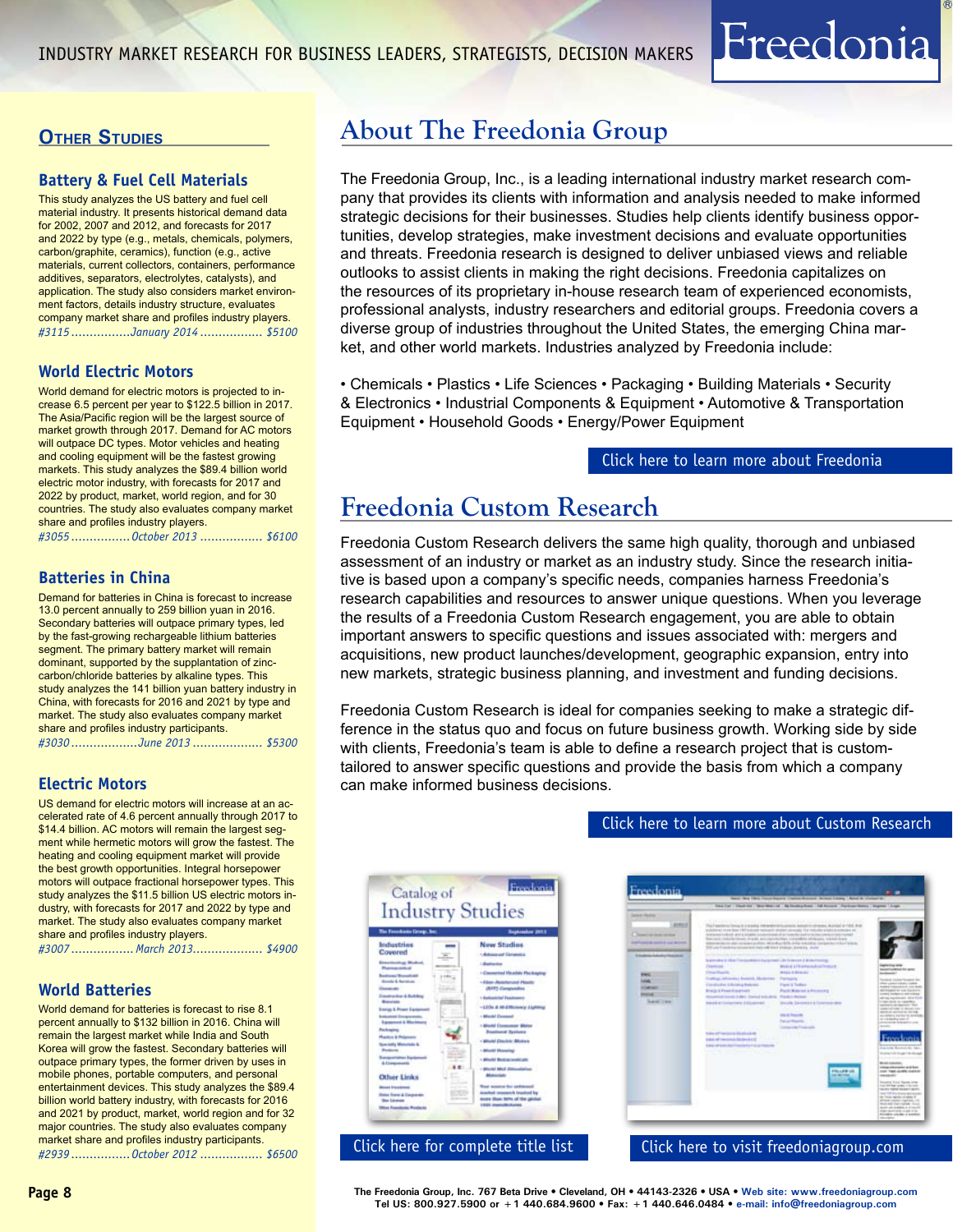## Other Studies

### Battery & Fuel Cell Materials

This study analyzes the US battery and fuel cell material industry. It presents historical demand data for 2002, 2007 and 2012, and forecasts for 2017 and 2022 by type (e.g., metals, chemicals, polymers, carbon/graphite, ceramics), function (e.g., active materials, current collectors, containers, performance additives, separators, electrolytes, catalysts), and application. The study also considers market environment factors, details industry structure, evaluates company market share and profiles industry players.

*#3115 ................January 2014 ................. $5100*

### World Electric Motors

World demand for electric motors is projected to increase 6.5 percent per year to $122.5 billion in 2017. The Asia/Pacific region will be the largest source of market growth through 2017. Demand for AC motors will outpace DC types. Motor vehicles and heating and cooling equipment will be the fastest growing markets. This study analyzes the $89.4 billion world electric motor industry, with forecasts for 2017 and 2022 by product, market, world region, and for 30 countries. The study also evaluates company market share and profiles industry players.

*#3055 ................October 2013 ................. $6100*

### Batteries in China

Demand for batteries in China is forecast to increase 13.0 percent annually to 259 billion yuan in 2016. Secondary batteries will outpace primary types, led by the fast-growing rechargeable lithium batteries segment. The primary battery market will remain dominant, supported by the supplantation of zinc-carbon/chloride batteries by alkaline types. This study analyzes the 141 billion yuan battery industry in China, with forecasts for 2016 and 2021 by type and market. The study also evaluates company market share and profiles industry participants.

*#3030 ..................June 2013 ................... $5300*

### Electric Motors

US demand for electric motors will increase at an accelerated rate of 4.6 percent annually through 2017 to $14.4 billion. AC motors will remain the largest segment while hermetic motors will grow the fastest. The heating and cooling equipment market will provide the best growth opportunities. Integral horsepower motors will outpace fractional horsepower types. This study analyzes the $11.5 billion US electric motors industry, with forecasts for 2017 and 2022 by type and market. The study also evaluates company market share and profiles industry players.

*#3007 .................March 2013................... $4900*

### World Batteries

World demand for batteries is forecast to rise 8.1 percent annually to $132 billion in 2016. China will remain the largest market while India and South Korea will grow the fastest. Secondary batteries will outpace primary types, the former driven by uses in mobile phones, portable computers, and personal entertainment devices. This study analyzes the $89.4 billion world battery industry, with forecasts for 2016 and 2021 by product, market, world region and for 32 major countries. The study also evaluates company market share and profiles industry participants.

*#2939 ................October 2012 ................. $6500*

## About The Freedonia Group

The Freedonia Group, Inc., is a leading international industry market research company that provides its clients with information and analysis needed to make informed strategic decisions for their businesses. Studies help clients identify business opportunities, develop strategies, make investment decisions and evaluate opportunities and threats. Freedonia research is designed to deliver unbiased views and reliable outlooks to assist clients in making the right decisions. Freedonia capitalizes on the resources of its proprietary in-house research team of experienced economists, professional analysts, industry researchers and editorial groups. Freedonia covers a diverse group of industries throughout the United States, the emerging China market, and other world markets. Industries analyzed by Freedonia include:

• Chemicals • Plastics • Life Sciences • Packaging • Building Materials • Security & Electronics • Industrial Components & Equipment • Automotive & Transportation Equipment • Household Goods • Energy/Power Equipment

Click here to learn more about Freedonia

## Freedonia Custom Research

Freedonia Custom Research delivers the same high quality, thorough and unbiased assessment of an industry or market as an industry study. Since the research initiative is based upon a company's specific needs, companies harness Freedonia's research capabilities and resources to answer unique questions. When you leverage the results of a Freedonia Custom Research engagement, you are able to obtain important answers to specific questions and issues associated with: mergers and acquisitions, new product launches/development, geographic expansion, entry into new markets, strategic business planning, and investment and funding decisions.

Freedonia Custom Research is ideal for companies seeking to make a strategic difference in the status quo and focus on future business growth. Working side by side with clients, Freedonia's team is able to define a research project that is custom-tailored to answer specific questions and provide the basis from which a company can make informed business decisions.

Click here to learn more about Custom Research

Click here for complete title list

Click here to visit freedoniagroup.com

**The Freedonia Group, Inc. 767 Beta Drive • Cleveland, OH • 44143-2326 • USA • Web site: www.freedoniagroup.com**
**Tel US: 800.927.5900 or +1 440.684.9600 • Fax: +1 440.646.0484 • e-mail: info@freedoniagroup.com**